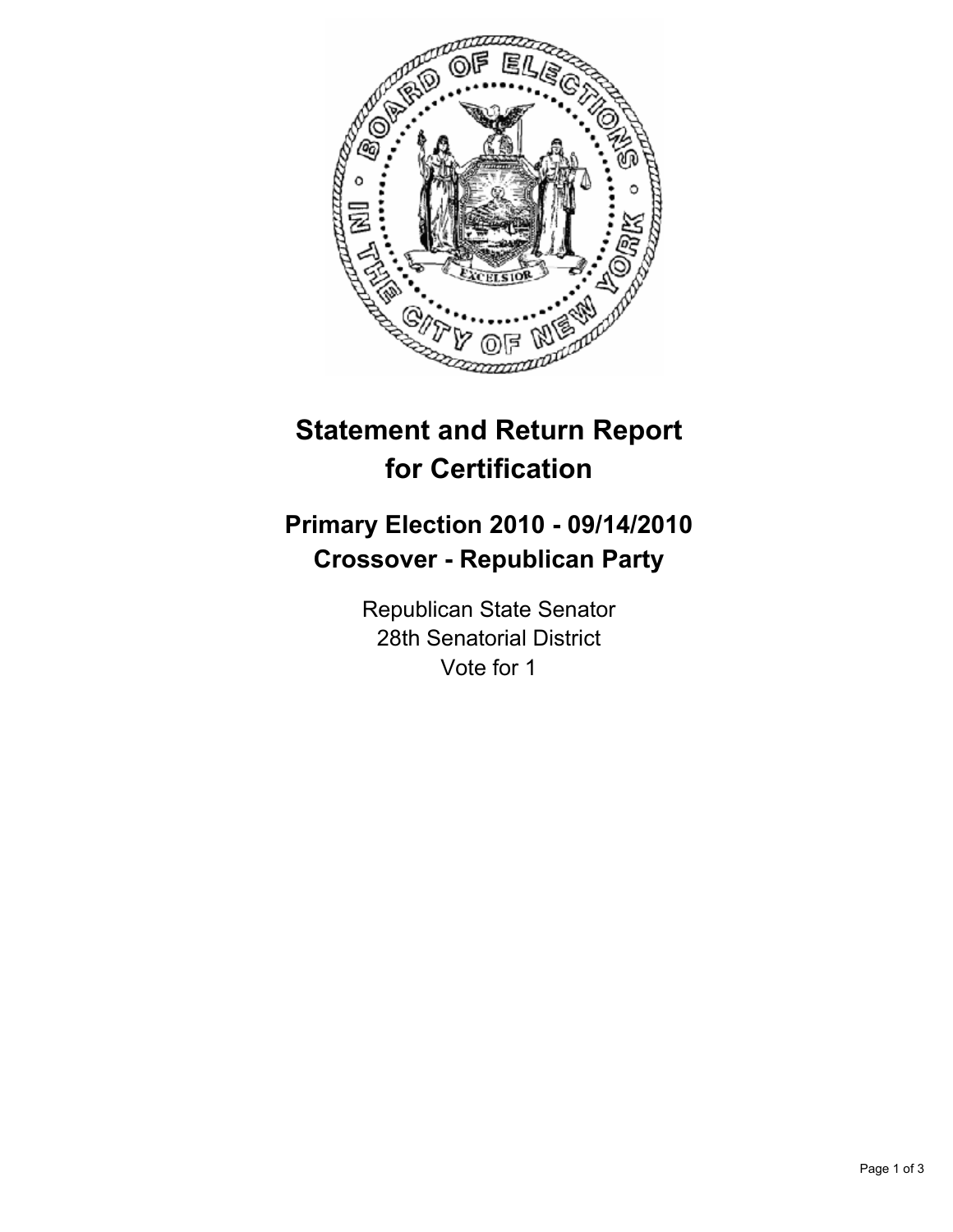# Statement and Return Report for Certification

## Primary Election 2010 - 09/14/2010
## Crossover - Republican Party

Republican State Senator
28th Senatorial District
Vote for 1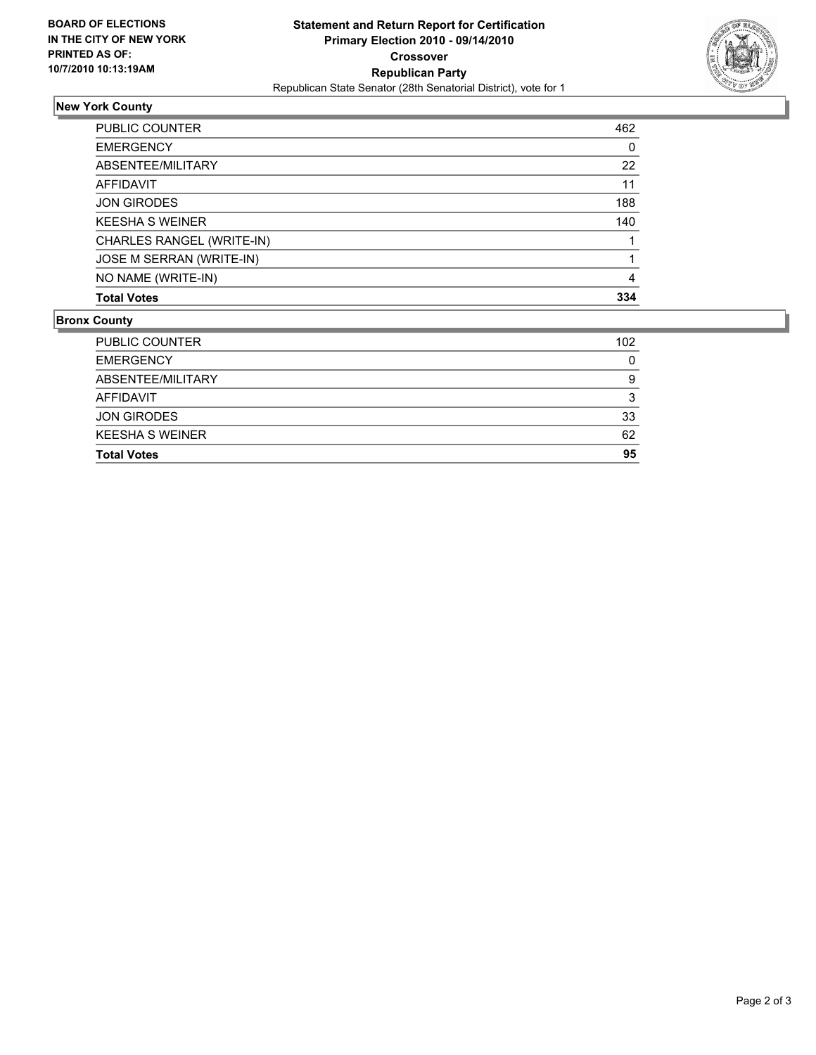**BOARD OF ELECTIONS IN THE CITY OF NEW YORK PRINTED AS OF: 10/7/2010 10:13:19AM**

# Statement and Return Report for Certification
## Primary Election 2010 - 09/14/2010
## Crossover
## Republican Party
Republican State Senator (28th Senatorial District), vote for 1

### New York County

| | |
|---|---|
| PUBLIC COUNTER | 462 |
| EMERGENCY | 0 |
| ABSENTEE/MILITARY | 22 |
| AFFIDAVIT | 11 |
| JON GIRODES | 188 |
| KEESHA S WEINER | 140 |
| CHARLES RANGEL (WRITE-IN) | 1 |
| JOSE M SERRAN (WRITE-IN) | 1 |
| NO NAME (WRITE-IN) | 4 |
| **Total Votes** | **334** |

### Bronx County

| | |
|---|---|
| PUBLIC COUNTER | 102 |
| EMERGENCY | 0 |
| ABSENTEE/MILITARY | 9 |
| AFFIDAVIT | 3 |
| JON GIRODES | 33 |
| KEESHA S WEINER | 62 |
| **Total Votes** | **95** |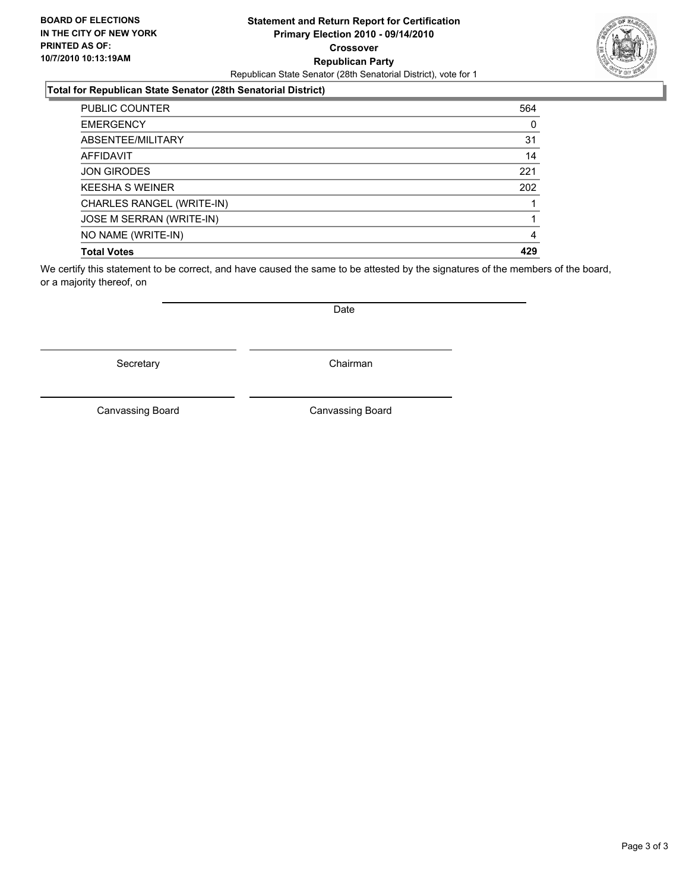**BOARD OF ELECTIONS IN THE CITY OF NEW YORK PRINTED AS OF: 10/7/2010 10:13:19AM**

**Statement and Return Report for Certification**
**Primary Election 2010 - 09/14/2010**
**Crossover**
**Republican Party**
Republican State Senator (28th Senatorial District), vote for 1

### Total for Republican State Senator (28th Senatorial District)

| | |
|---|---|
| PUBLIC COUNTER | 564 |
| EMERGENCY | 0 |
| ABSENTEE/MILITARY | 31 |
| AFFIDAVIT | 14 |
| JON GIRODES | 221 |
| KEESHA S WEINER | 202 |
| CHARLES RANGEL (WRITE-IN) | 1 |
| JOSE M SERRAN (WRITE-IN) | 1 |
| NO NAME (WRITE-IN) | 4 |
| **Total Votes** | **429** |

We certify this statement to be correct, and have caused the same to be attested by the signatures of the members of the board, or a majority thereof, on

Date

Secretary

Chairman

Canvassing Board

Canvassing Board